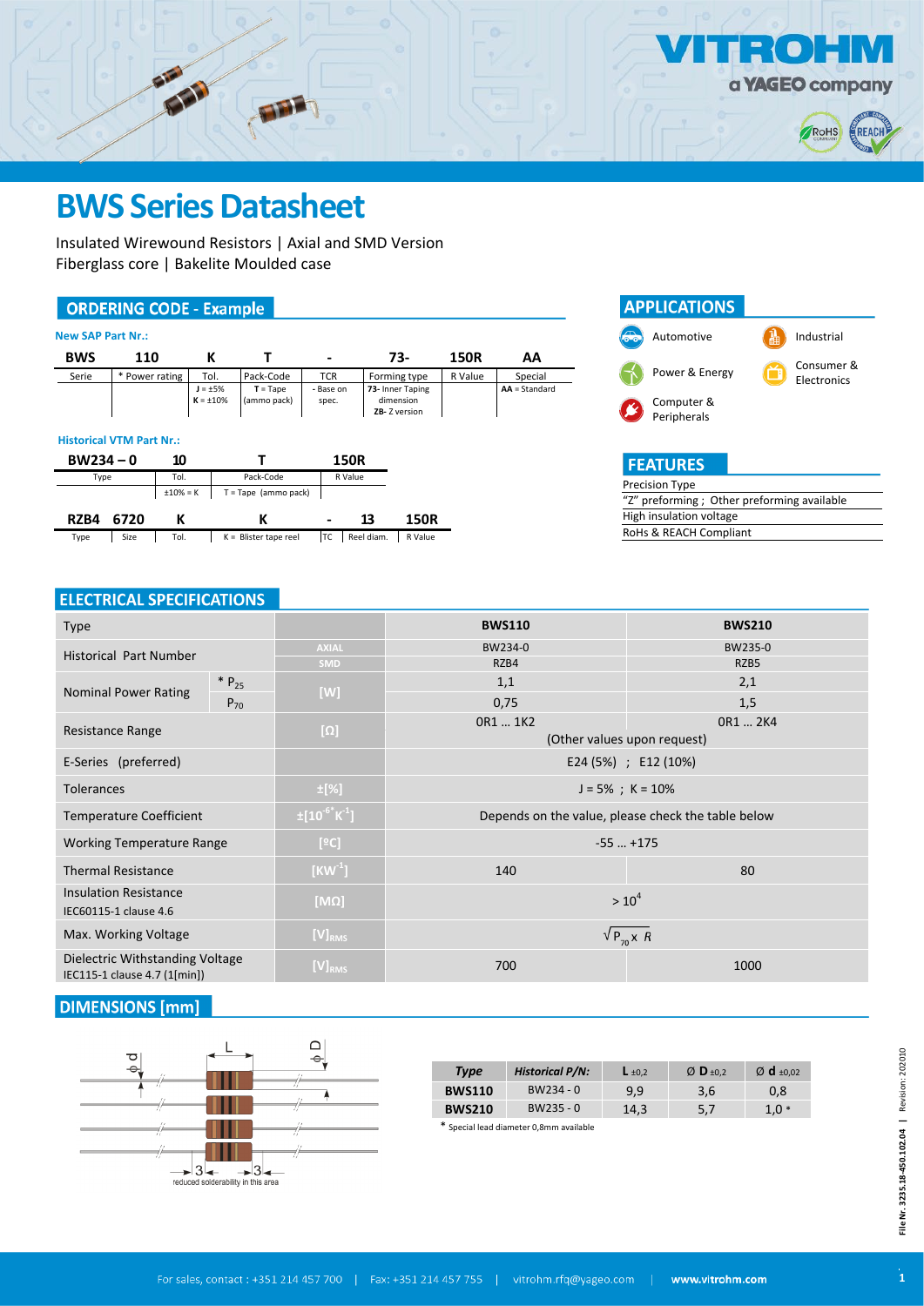# BWS Series Datasheet

Insulated Wirewound Resistors | Axial and SMD Version
Fiberglass core | Bakelite Moulded case

## ORDERING CODE - Example

**New SAP Part Nr.:**

| BWS | 110 | K | T | - | 73- | 150R | AA |
|---|---|---|---|---|---|---|---|
| Serie | * Power rating | Tol. | Pack-Code | TCR | Forming type | R Value | Special |
| | | J = ±5%<br>K = ±10% | T = Tape (ammo pack) | - Base on spec. | 73- Inner Taping dimension<br>ZB- Z version | | AA = Standard |

**Historical VTM Part Nr.:**

| BW234 – 0 | 10 | T | 150R |
|---|---|---|---|
| Type | Tol. | Pack-Code | R Value |
| | ±10% = K | T = Tape (ammo pack) | |

| RZB4 | 6720 | K | K | - | 13 | 150R |
|---|---|---|---|---|---|---|
| Type | Size | Tol. | K = Blister tape reel | TC | Reel diam. | R Value |

## APPLICATIONS

- Automotive
- Industrial
- Power & Energy
- Consumer & Electronics
- Computer & Peripherals

## FEATURES

- Precision Type
- "Z" preforming ; Other preforming available
- High insulation voltage
- RoHS & REACH Compliant

## ELECTRICAL SPECIFICATIONS

| Type | | | BWS110 | BWS210 |
|---|---|---|---|---|
| Historical Part Number | | AXIAL | BW234-0 | BW235-0 |
| | | SMD | RZB4 | RZB5 |
| Nominal Power Rating | * $P_{25}$ | [W] | 1,1 | 2,1 |
| | $P_{70}$ | | 0,75 | 1,5 |
| Resistance Range | | [Ω] | 0R1 … 1K2 | 0R1 … 2K4 |
| | | | (Other values upon request) | |
| E-Series (preferred) | | | E24 (5%) ; E12 (10%) | |
| Tolerances | | ±[%] | J = 5% ; K = 10% | |
| Temperature Coefficient | | $\pm[10^{-6} K^{-1}]$ | Depends on the value, please check the table below | |
| Working Temperature Range | | [ºC] | -55 … +175 | |
| Thermal Resistance | | $[KW^{-1}]$ | 140 | 80 |
| Insulation Resistance IEC60115-1 clause 4.6 | | [MΩ] | $> 10^4$ | |
| Max. Working Voltage | | $[V]_{RMS}$ | $\sqrt{P_{70} \times R}$ | |
| Dielectric Withstanding Voltage IEC115-1 clause 4.7 (1[min]) | | $[V]_{RMS}$ | 700 | 1000 |

## DIMENSIONS [mm]

3 — 3 — reduced solderability in this area

| Type | Historical P/N: | L ±0,2 | Ø D ±0,2 | Ø d ±0,02 |
|---|---|---|---|---|
| BWS110 | BW234 - 0 | 9,9 | 3,6 | 0,8 |
| BWS210 | BW235 - 0 | 14,3 | 5,7 | 1,0 * |

* Special lead diameter 0,8mm available

File Nr. 3235.18-450.102.04 | Revision: 202010

For sales, contact : +351 214 457 700 | Fax: +351 214 457 755 | vitrohm.rfq@yageo.com | www.vitrohm.com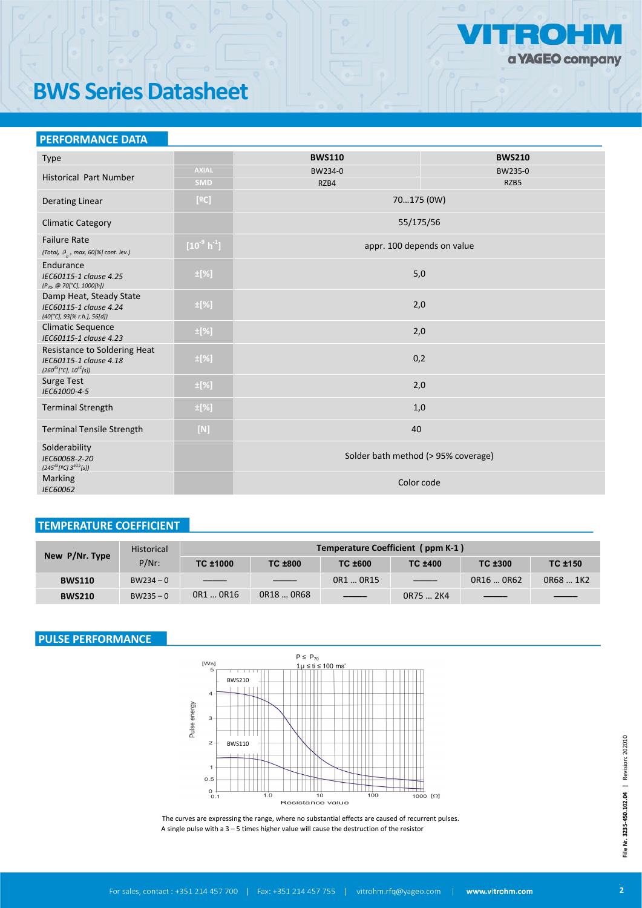# BWS Series Datasheet

## PERFORMANCE DATA

| Type | | BWS110 | BWS210 |
|---|---|---|---|
| Historical Part Number | AXIAL | BW234-0 | BW235-0 |
| | SMD | RZB4 | RZB5 |
| Derating Linear | [ºC] | 70…175 (0W) | |
| Climatic Category | | 55/175/56 | |
| Failure Rate *(Total, $\vartheta_u$, max, 60[%] cont. lev.)* | $[10^{-9}\ h^{-1}]$ | appr. 100 depends on value | |
| Endurance *IEC60115-1 clause 4.25* *($P_{70}$, @ 70[°C], 1000[h])* | ±[%] | 5,0 | |
| Damp Heat, Steady State *IEC60115-1 clause 4.24* *(40[°C], 93[% r.h.], 56[d])* | ±[%] | 2,0 | |
| Climatic Sequence *IEC60115-1 clause 4.23* | ±[%] | 2,0 | |
| Resistance to Soldering Heat *IEC60115-1 clause 4.18* *($260^{\pm5}$[°C], $10^{\pm1}$[s])* | ±[%] | 0,2 | |
| Surge Test *IEC61000-4-5* | ±[%] | 2,0 | |
| Terminal Strength | ±[%] | 1,0 | |
| Terminal Tensile Strength | [N] | 40 | |
| Solderability *IEC60068-2-20* *($245^{\pm5}$[ºC] $3^{\pm0.5}$[s])* | | Solder bath method (> 95% coverage) | |
| Marking *IEC60062* | | Color code | |

## TEMPERATURE COEFFICIENT

| New P/Nr. Type | Historical P/Nr: | Temperature Coefficient ( ppm K-1 ) | | | | | |
|---|---|---|---|---|---|---|---|
| | | TC ±1000 | TC ±800 | TC ±600 | TC ±400 | TC ±300 | TC ±150 |
| **BWS110** | BW234 – 0 | ——— | ——— | 0R1 … 0R15 | ——— | 0R16 … 0R62 | 0R68 … 1K2 |
| **BWS210** | BW235 – 0 | 0R1 … 0R16 | 0R18 … 0R68 | ——— | 0R75 … 2K4 | ——— | ——— |

## PULSE PERFORMANCE

$P \leq P_{70}$
1µ ≤ ti ≤ 100 ms'

[Ws] Pulse energy vs. Resistance value [Ω] — curves: BWS210, BWS110

The curves are expressing the range, where no substantial effects are caused of recurrent pulses.
A single pulse with a 3 – 5 times higher value will cause the destruction of the resistor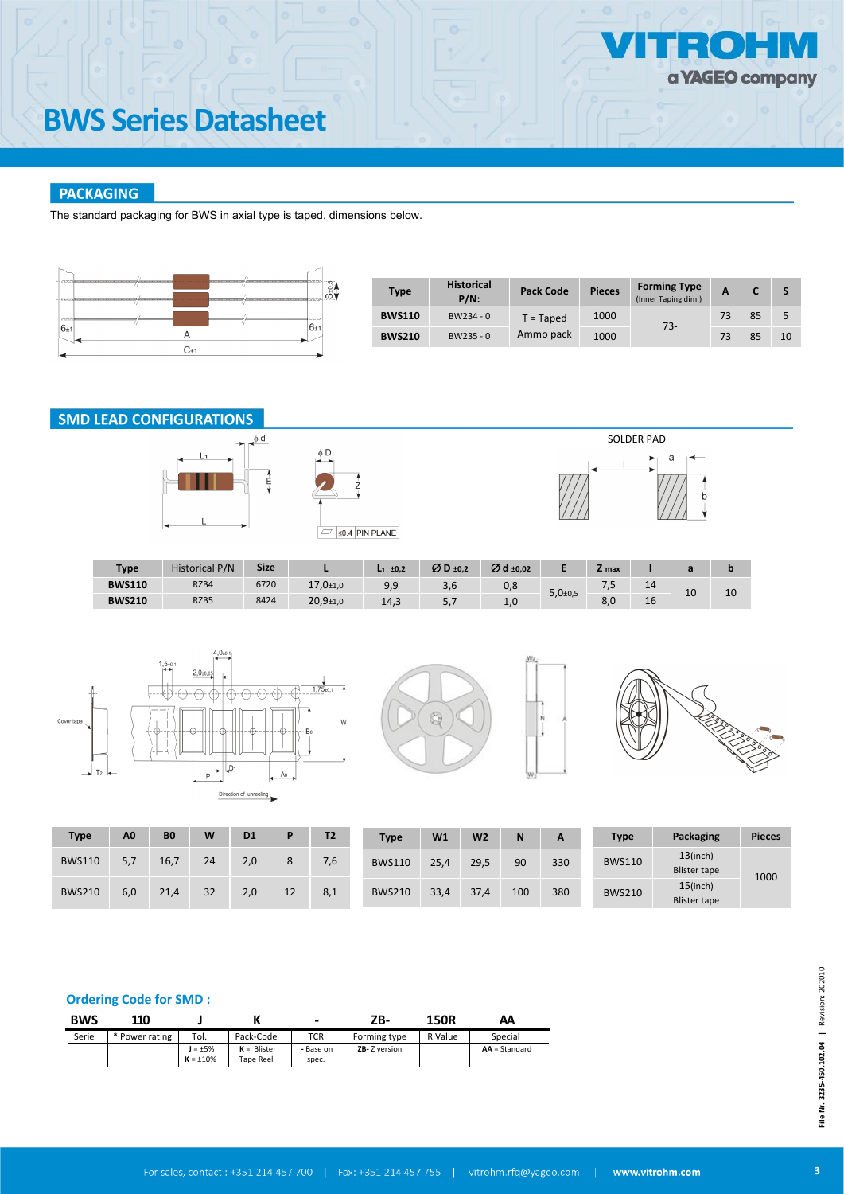# BWS Series Datasheet

## PACKAGING

The standard packaging for BWS in axial type is taped, dimensions below.

| Type | Historical P/N: | Pack Code | Pieces | Forming Type (Inner Taping dim.) | A | C | S |
|---|---|---|---|---|---|---|---|
| BWS110 | BW234 - 0 | T = Taped Ammo pack | 1000 | 73- | 73 | 85 | 5 |
| BWS210 | BW235 - 0 | | 1000 | | 73 | 85 | 10 |

## SMD LEAD CONFIGURATIONS

| Type | Historical P/N | Size | L | $L_1$ ±0,2 | ∅ D ±0,2 | ∅ d ±0,02 | E | Z max | l | a | b |
|---|---|---|---|---|---|---|---|---|---|---|---|
| BWS110 | RZB4 | 6720 | 17,0±1,0 | 9,9 | 3,6 | 0,8 | 5,0±0,5 | 7,5 | 14 | 10 | 10 |
| BWS210 | RZB5 | 8424 | 20,9±1,0 | 14,3 | 5,7 | 1,0 | | 8,0 | 16 | | |

| Type | A0 | B0 | W | D1 | P | T2 |
|---|---|---|---|---|---|---|
| BWS110 | 5,7 | 16,7 | 24 | 2,0 | 8 | 7,6 |
| BWS210 | 6,0 | 21,4 | 32 | 2,0 | 12 | 8,1 |

| Type | W1 | W2 | N | A |
|---|---|---|---|---|
| BWS110 | 25,4 | 29,5 | 90 | 330 |
| BWS210 | 33,4 | 37,4 | 100 | 380 |

| Type | Packaging | Pieces |
|---|---|---|
| BWS110 | 13(inch) Blister tape | 1000 |
| BWS210 | 15(inch) Blister tape | |

### Ordering Code for SMD :

| BWS | 110 | J | K | - | ZB- | 150R | AA |
|---|---|---|---|---|---|---|---|
| Serie | * Power rating | Tol. | Pack-Code | TCR | Forming type | R Value | Special |
| | | J = ±5% K = ±10% | K = Blister Tape Reel | - Base on spec. | ZB- Z version | | AA = Standard |

File Nr. 3235-450.102.04 | Revision: 202010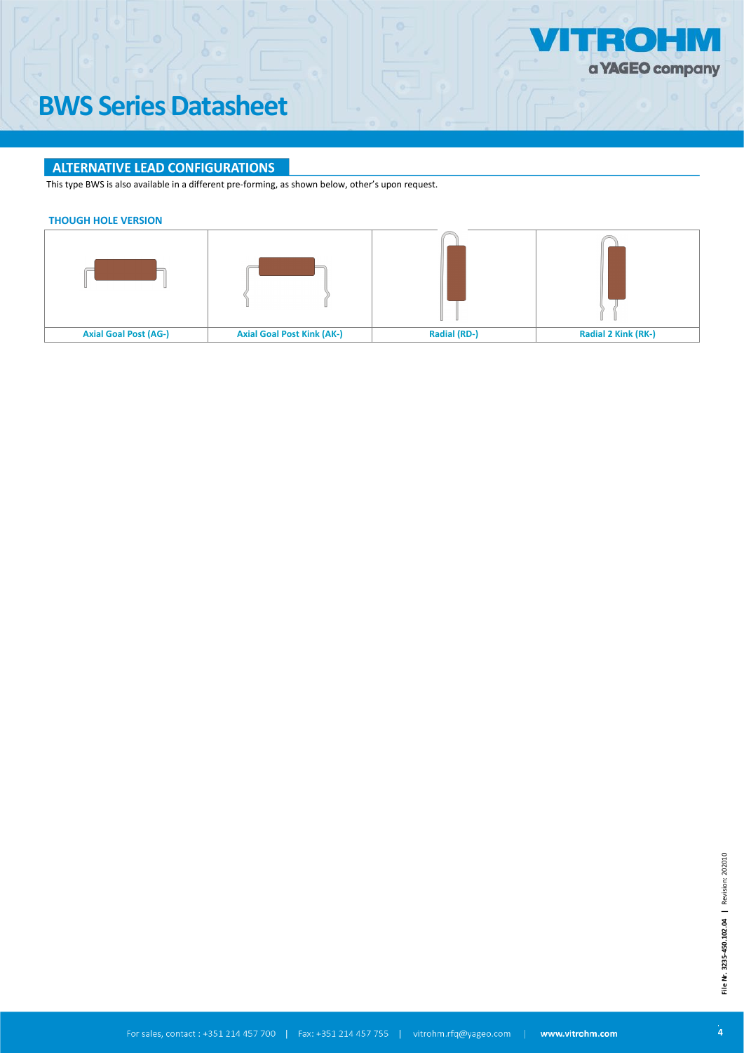# BWS Series Datasheet

## ALTERNATIVE LEAD CONFIGURATIONS

This type BWS is also available in a different pre-forming, as shown below, other's upon request.

### THOUGH HOLE VERSION

| | | | |
|---|---|---|---|
| Axial Goal Post (AG-) | Axial Goal Post Kink (AK-) | Radial (RD-) | Radial 2 Kink (RK-) |

For sales, contact : +351 214 457 700 | Fax: +351 214 457 755 | vitrohm.rfq@yageo.com | www.vitrohm.com

File Nr. 3235-450.102.04 | Revision: 202010